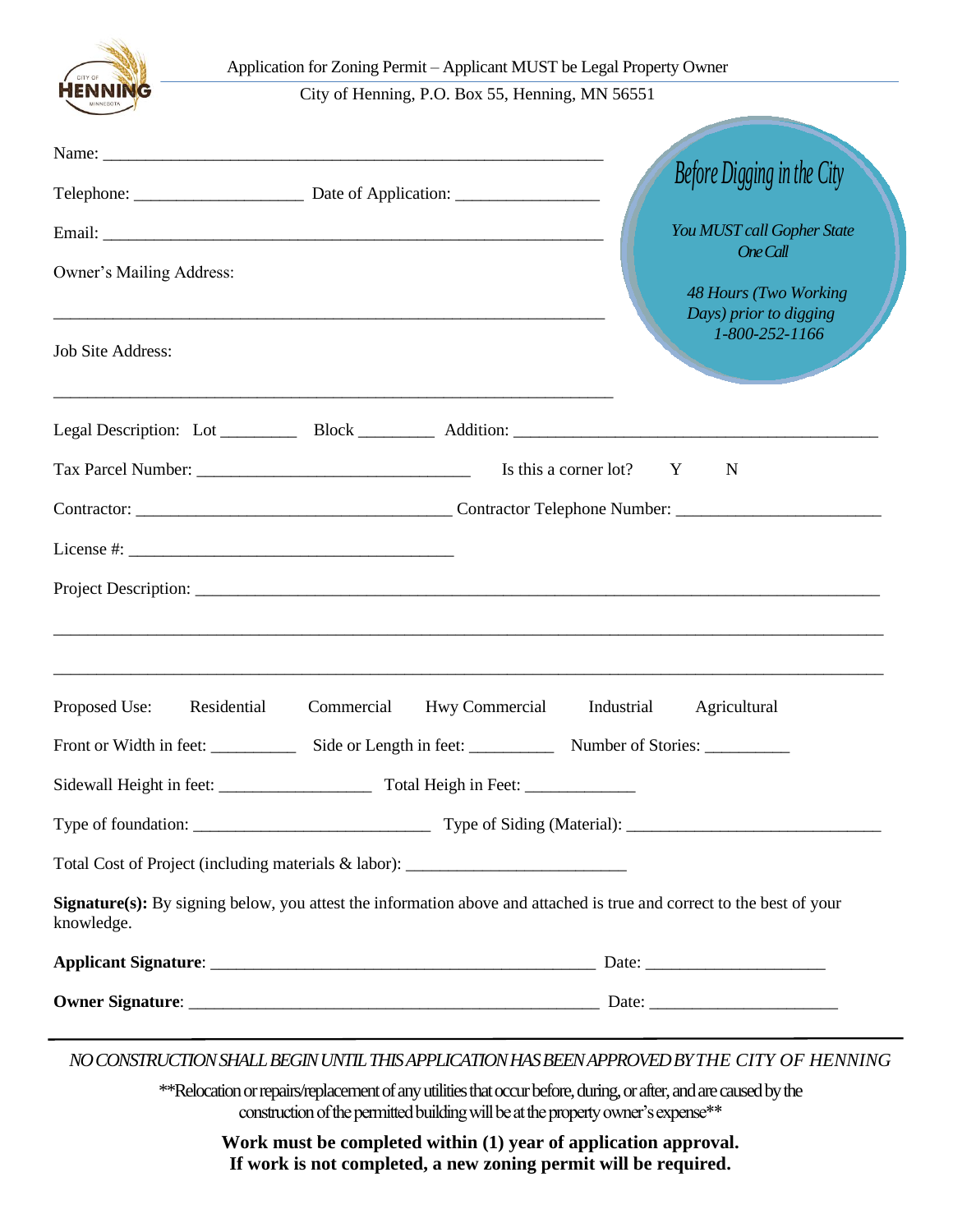Application for Zoning Permit – Applicant MUST be Legal Property Owner

City of Henning, P.O. Box 55, Henning, MN 56551

Name: ___________________________________________________________

Telephone: ___________________ Date of Application: ________________

Email: ___________________________________________________________

Owner's Mailing Address:

_________________________________________________________________

Job Site Address:

_________________________________________________________________

*Before Digging in the City*

*You MUST call Gopher State One Call*

*48 Hours (Two Working Days) prior to digging 1-800-252-1166*

Legal Description: Lot _________ Block _________ Addition: ___________________________________________

Tax Parcel Number: _______________________________ Is this a corner lot? Y N

Contractor: ____________________________________ Contractor Telephone Number: _______________________

License #: ______________________________________

Project Description: _______________________________________________________________________________

_____________________________________________________________________________________________

_____________________________________________________________________________________________

Proposed Use: Residential Commercial Hwy Commercial Industrial Agricultural

Front or Width in feet: __________ Side or Length in feet: __________ Number of Stories: __________

Sidewall Height in feet: _________________ Total Heigh in Feet: _____________

Type of foundation: ___________________________ Type of Siding (Material): ______________________________

Total Cost of Project (including materials & labor): _________________________

**Signature(s):** By signing below, you attest the information above and attached is true and correct to the best of your knowledge.

**Applicant Signature**: _____________________________________________ Date: ____________________

**Owner Signature**: _______________________________________________ Date: _____________________

*NO CONSTRUCTION SHALL BEGIN UNTIL THIS APPLICATION HAS BEEN APPROVED BY THE CITY OF HENNING*

**Relocation or repairs/replacement of any utilities that occur before, during, or after, and are caused by the construction of the permitted building will be at the property owner's expense**

**Work must be completed within (1) year of application approval.**
**If work is not completed, a new zoning permit will be required.**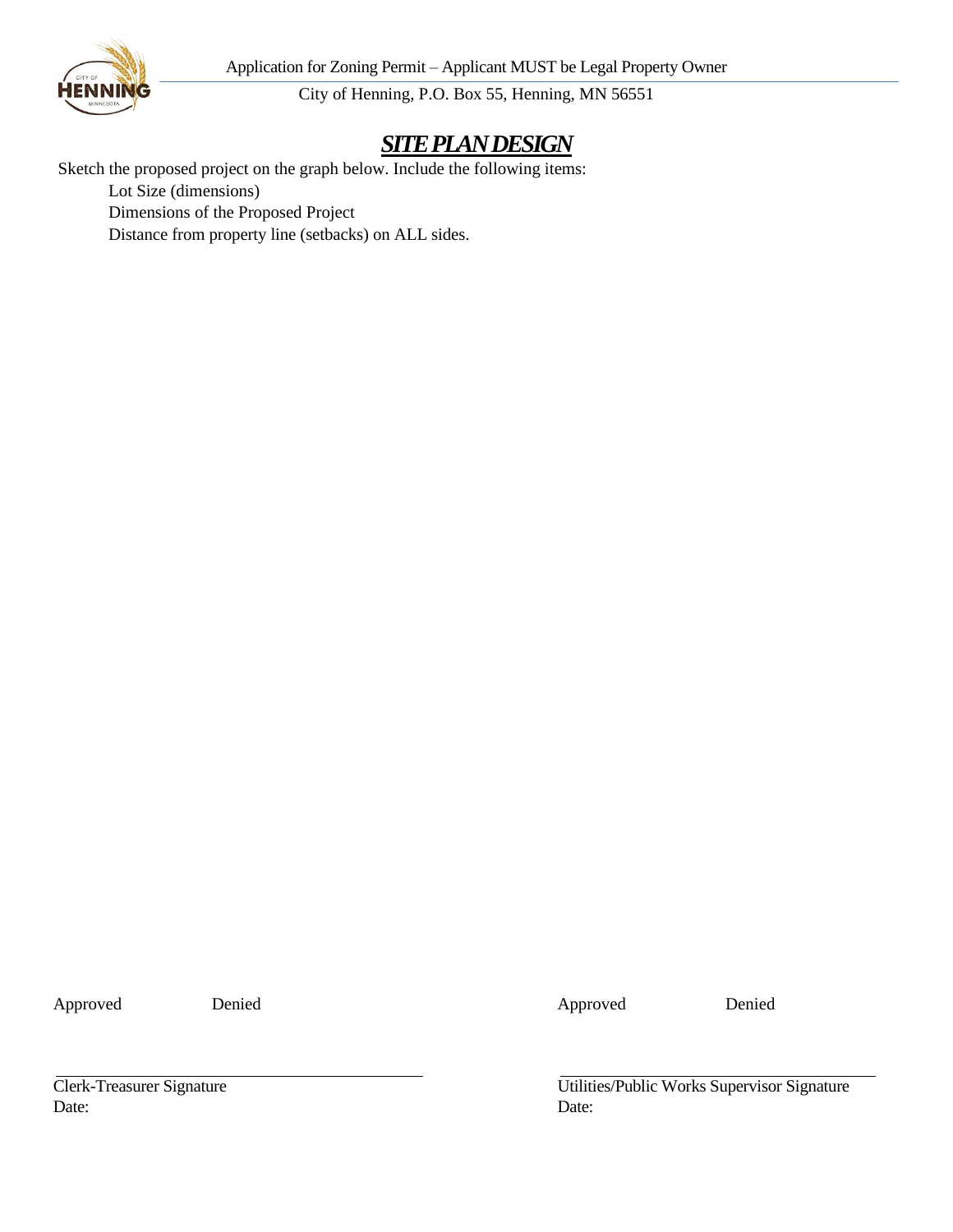Application for Zoning Permit – Applicant MUST be Legal Property Owner

City of Henning, P.O. Box 55, Henning, MN 56551

# ***SITE PLAN DESIGN***

Sketch the proposed project on the graph below. Include the following items:

- Lot Size (dimensions)
- Dimensions of the Proposed Project
- Distance from property line (setbacks) on ALL sides.

Approved     Denied

Clerk-Treasurer Signature
Date:

Approved     Denied

Utilities/Public Works Supervisor Signature
Date: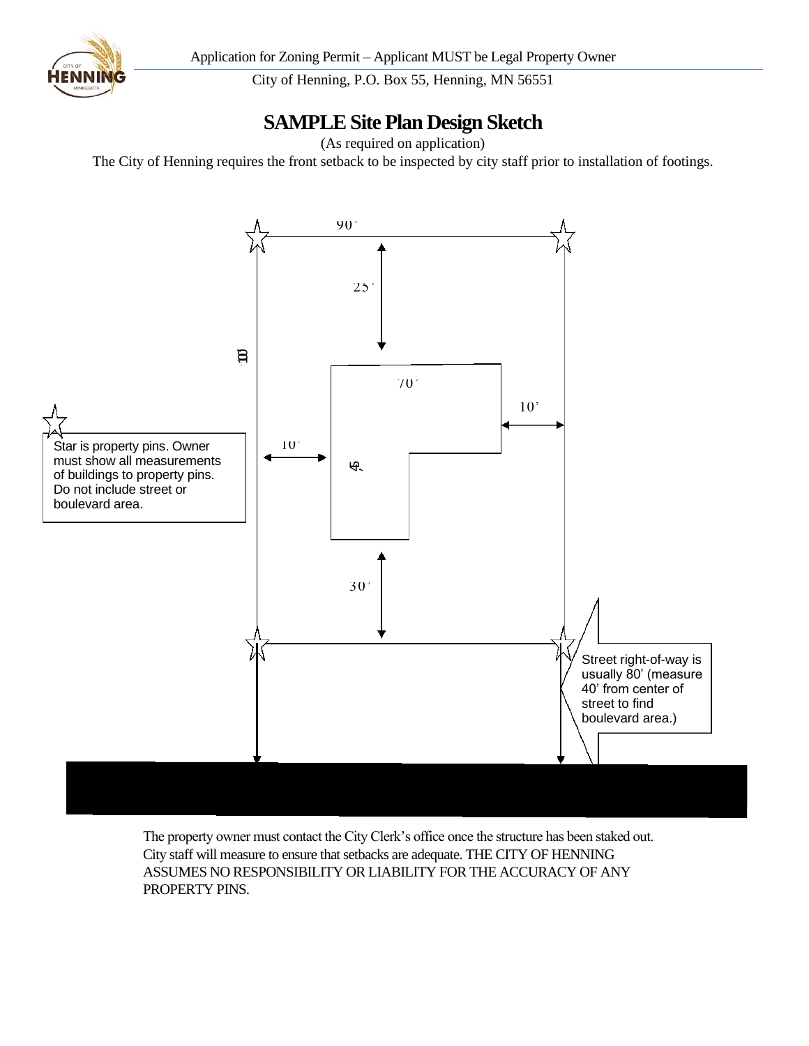# SAMPLE Site Plan Design Sketch

(As required on application)

The City of Henning requires the front setback to be inspected by city staff prior to installation of footings.

90'

25'

100'

70'

10'

10'

45'

30'

Star is property pins. Owner must show all measurements of buildings to property pins. Do not include street or boulevard area.

Street right-of-way is usually 80' (measure 40' from center of street to find boulevard area.)

The property owner must contact the City Clerk's office once the structure has been staked out. City staff will measure to ensure that setbacks are adequate. THE CITY OF HENNING ASSUMES NO RESPONSIBILITY OR LIABILITY FOR THE ACCURACY OF ANY PROPERTY PINS.